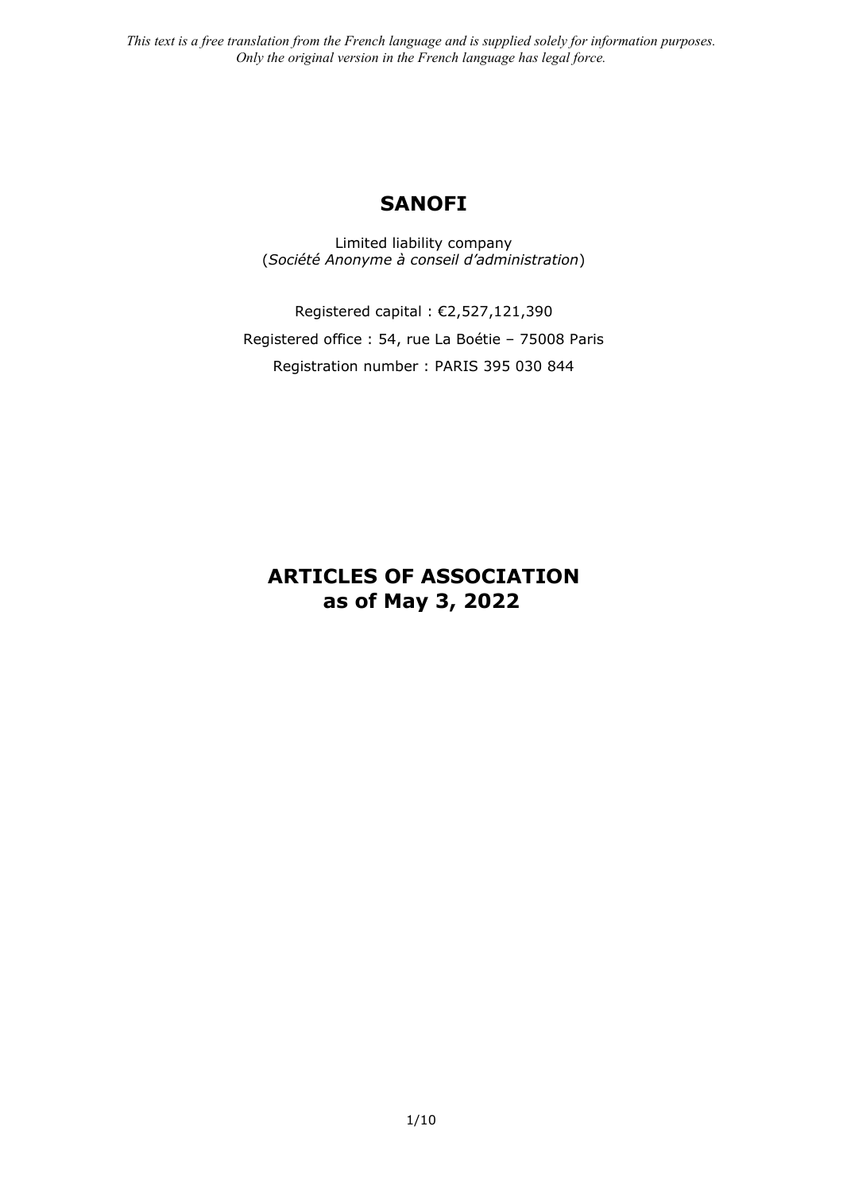*This text is a free translation from the French language and is supplied solely for information purposes. Only the original version in the French language has legal force.*

# SANOFI

Limited liability company
(*Société Anonyme à conseil d'administration*)

Registered capital : €2,527,121,390

Registered office : 54, rue La Boétie – 75008 Paris

Registration number : PARIS 395 030 844

# ARTICLES OF ASSOCIATION as of May 3, 2022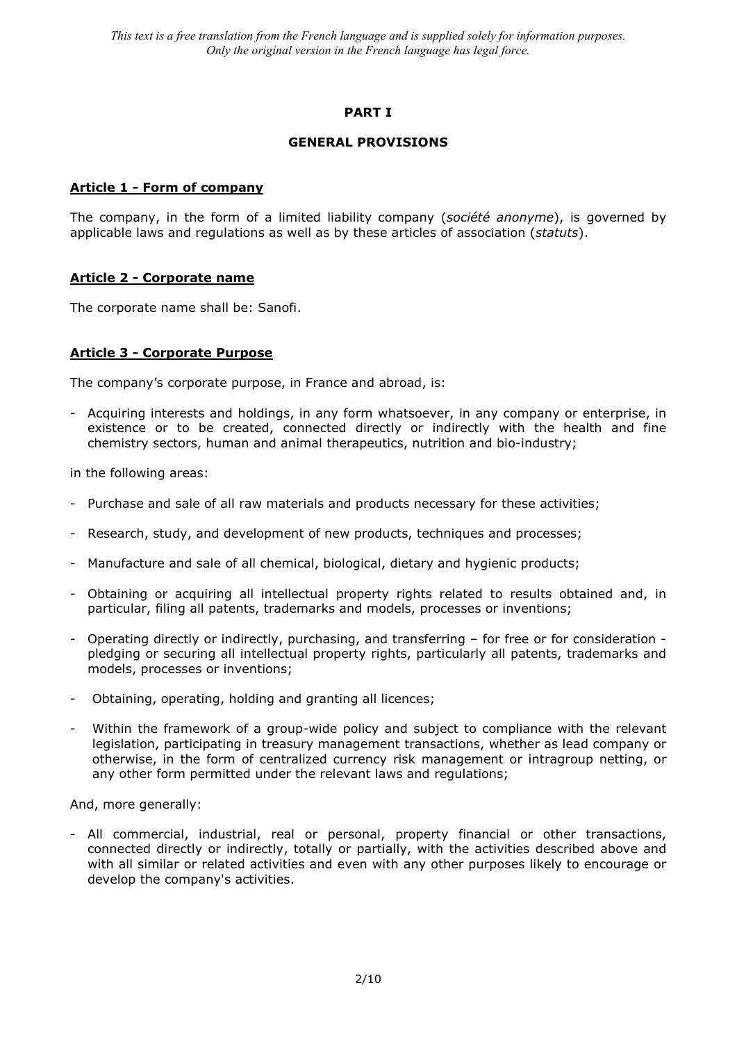*This text is a free translation from the French language and is supplied solely for information purposes. Only the original version in the French language has legal force.*

# PART I

## GENERAL PROVISIONS

### Article 1 - Form of company

The company, in the form of a limited liability company (*société anonyme*), is governed by applicable laws and regulations as well as by these articles of association (*statuts*).

### Article 2 - Corporate name

The corporate name shall be: Sanofi.

### Article 3 - Corporate Purpose

The company's corporate purpose, in France and abroad, is:

- Acquiring interests and holdings, in any form whatsoever, in any company or enterprise, in existence or to be created, connected directly or indirectly with the health and fine chemistry sectors, human and animal therapeutics, nutrition and bio-industry;

in the following areas:

- Purchase and sale of all raw materials and products necessary for these activities;
- Research, study, and development of new products, techniques and processes;
- Manufacture and sale of all chemical, biological, dietary and hygienic products;
- Obtaining or acquiring all intellectual property rights related to results obtained and, in particular, filing all patents, trademarks and models, processes or inventions;
- Operating directly or indirectly, purchasing, and transferring – for free or for consideration - pledging or securing all intellectual property rights, particularly all patents, trademarks and models, processes or inventions;
- Obtaining, operating, holding and granting all licences;
- Within the framework of a group-wide policy and subject to compliance with the relevant legislation, participating in treasury management transactions, whether as lead company or otherwise, in the form of centralized currency risk management or intragroup netting, or any other form permitted under the relevant laws and regulations;

And, more generally:

- All commercial, industrial, real or personal, property financial or other transactions, connected directly or indirectly, totally or partially, with the activities described above and with all similar or related activities and even with any other purposes likely to encourage or develop the company's activities.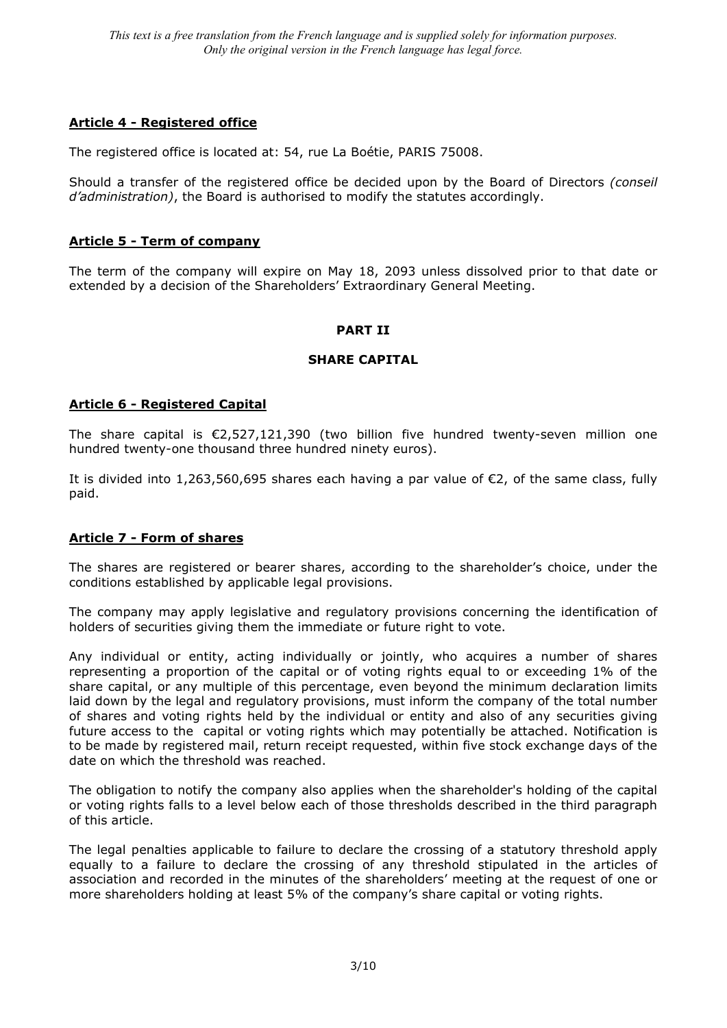*This text is a free translation from the French language and is supplied solely for information purposes. Only the original version in the French language has legal force.*

**Article 4 - Registered office**

The registered office is located at: 54, rue La Boétie, PARIS 75008.

Should a transfer of the registered office be decided upon by the Board of Directors *(conseil d'administration)*, the Board is authorised to modify the statutes accordingly.

**Article 5 - Term of company**

The term of the company will expire on May 18, 2093 unless dissolved prior to that date or extended by a decision of the Shareholders' Extraordinary General Meeting.

## PART II

## SHARE CAPITAL

**Article 6 - Registered Capital**

The share capital is €2,527,121,390 (two billion five hundred twenty-seven million one hundred twenty-one thousand three hundred ninety euros).

It is divided into 1,263,560,695 shares each having a par value of €2, of the same class, fully paid.

**Article 7 - Form of shares**

The shares are registered or bearer shares, according to the shareholder's choice, under the conditions established by applicable legal provisions.

The company may apply legislative and regulatory provisions concerning the identification of holders of securities giving them the immediate or future right to vote.

Any individual or entity, acting individually or jointly, who acquires a number of shares representing a proportion of the capital or of voting rights equal to or exceeding 1% of the share capital, or any multiple of this percentage, even beyond the minimum declaration limits laid down by the legal and regulatory provisions, must inform the company of the total number of shares and voting rights held by the individual or entity and also of any securities giving future access to the capital or voting rights which may potentially be attached. Notification is to be made by registered mail, return receipt requested, within five stock exchange days of the date on which the threshold was reached.

The obligation to notify the company also applies when the shareholder's holding of the capital or voting rights falls to a level below each of those thresholds described in the third paragraph of this article.

The legal penalties applicable to failure to declare the crossing of a statutory threshold apply equally to a failure to declare the crossing of any threshold stipulated in the articles of association and recorded in the minutes of the shareholders' meeting at the request of one or more shareholders holding at least 5% of the company's share capital or voting rights.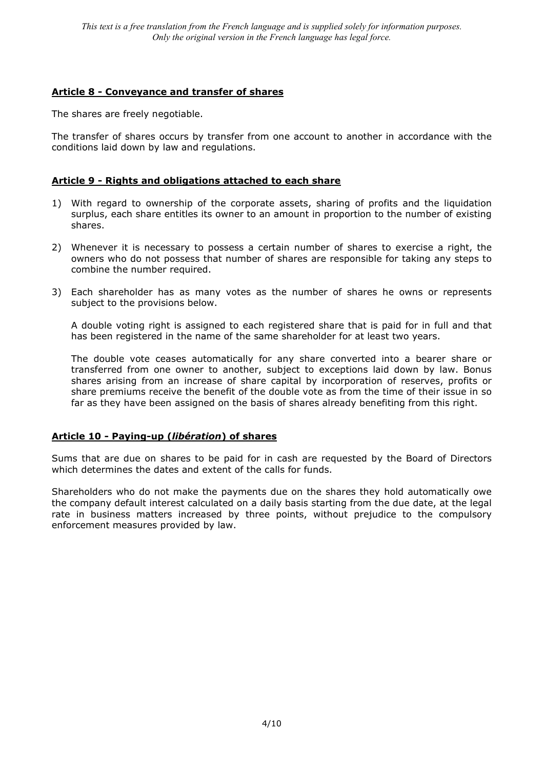*This text is a free translation from the French language and is supplied solely for information purposes. Only the original version in the French language has legal force.*

## Article 8 - Conveyance and transfer of shares

The shares are freely negotiable.

The transfer of shares occurs by transfer from one account to another in accordance with the conditions laid down by law and regulations.

## Article 9 - Rights and obligations attached to each share

1) With regard to ownership of the corporate assets, sharing of profits and the liquidation surplus, each share entitles its owner to an amount in proportion to the number of existing shares.

2) Whenever it is necessary to possess a certain number of shares to exercise a right, the owners who do not possess that number of shares are responsible for taking any steps to combine the number required.

3) Each shareholder has as many votes as the number of shares he owns or represents subject to the provisions below.

   A double voting right is assigned to each registered share that is paid for in full and that has been registered in the name of the same shareholder for at least two years.

   The double vote ceases automatically for any share converted into a bearer share or transferred from one owner to another, subject to exceptions laid down by law. Bonus shares arising from an increase of share capital by incorporation of reserves, profits or share premiums receive the benefit of the double vote as from the time of their issue in so far as they have been assigned on the basis of shares already benefiting from this right.

## Article 10 - Paying-up (*libération*) of shares

Sums that are due on shares to be paid for in cash are requested by the Board of Directors which determines the dates and extent of the calls for funds.

Shareholders who do not make the payments due on the shares they hold automatically owe the company default interest calculated on a daily basis starting from the due date, at the legal rate in business matters increased by three points, without prejudice to the compulsory enforcement measures provided by law.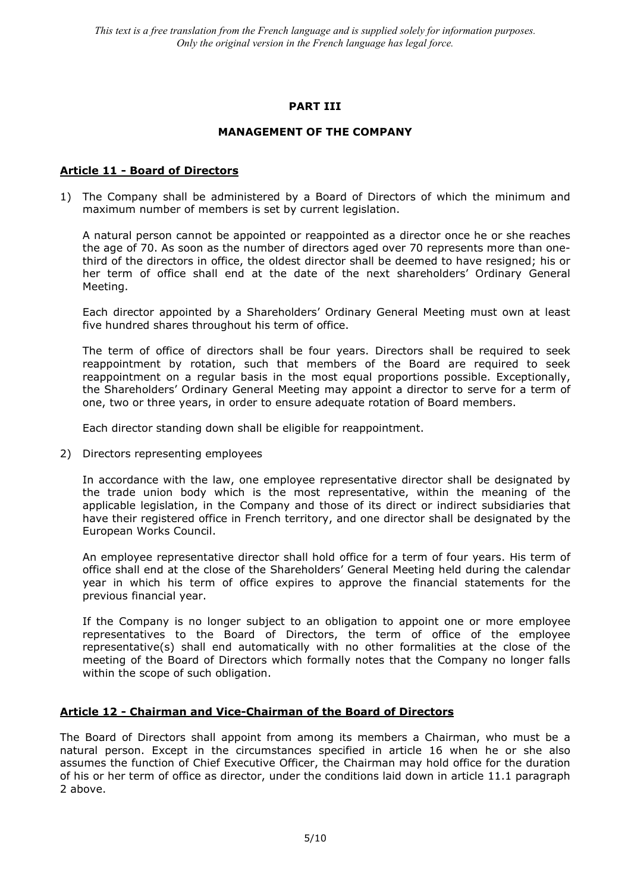*This text is a free translation from the French language and is supplied solely for information purposes. Only the original version in the French language has legal force.*

## PART III

## MANAGEMENT OF THE COMPANY

### Article 11 - Board of Directors

1) The Company shall be administered by a Board of Directors of which the minimum and maximum number of members is set by current legislation.

   A natural person cannot be appointed or reappointed as a director once he or she reaches the age of 70. As soon as the number of directors aged over 70 represents more than one-third of the directors in office, the oldest director shall be deemed to have resigned; his or her term of office shall end at the date of the next shareholders' Ordinary General Meeting.

   Each director appointed by a Shareholders' Ordinary General Meeting must own at least five hundred shares throughout his term of office.

   The term of office of directors shall be four years. Directors shall be required to seek reappointment by rotation, such that members of the Board are required to seek reappointment on a regular basis in the most equal proportions possible. Exceptionally, the Shareholders' Ordinary General Meeting may appoint a director to serve for a term of one, two or three years, in order to ensure adequate rotation of Board members.

   Each director standing down shall be eligible for reappointment.

2) Directors representing employees

   In accordance with the law, one employee representative director shall be designated by the trade union body which is the most representative, within the meaning of the applicable legislation, in the Company and those of its direct or indirect subsidiaries that have their registered office in French territory, and one director shall be designated by the European Works Council.

   An employee representative director shall hold office for a term of four years. His term of office shall end at the close of the Shareholders' General Meeting held during the calendar year in which his term of office expires to approve the financial statements for the previous financial year.

   If the Company is no longer subject to an obligation to appoint one or more employee representatives to the Board of Directors, the term of office of the employee representative(s) shall end automatically with no other formalities at the close of the meeting of the Board of Directors which formally notes that the Company no longer falls within the scope of such obligation.

### Article 12 - Chairman and Vice-Chairman of the Board of Directors

The Board of Directors shall appoint from among its members a Chairman, who must be a natural person. Except in the circumstances specified in article 16 when he or she also assumes the function of Chief Executive Officer, the Chairman may hold office for the duration of his or her term of office as director, under the conditions laid down in article 11.1 paragraph 2 above.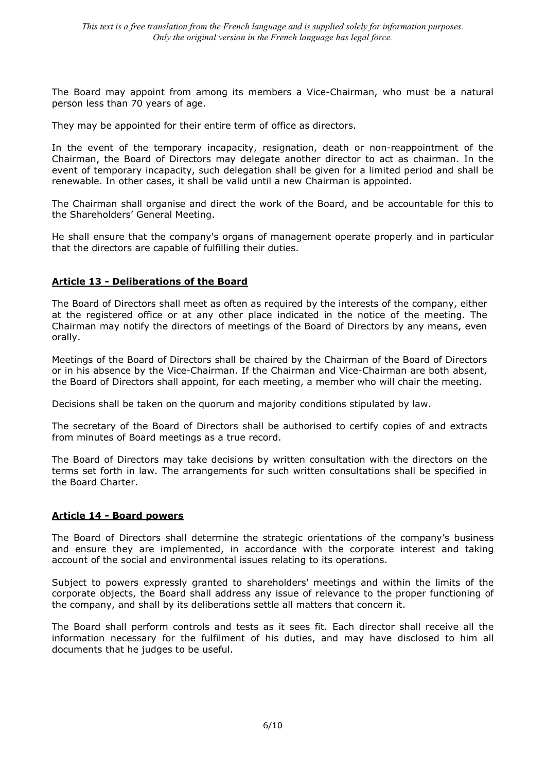*This text is a free translation from the French language and is supplied solely for information purposes. Only the original version in the French language has legal force.*

The Board may appoint from among its members a Vice-Chairman, who must be a natural person less than 70 years of age.

They may be appointed for their entire term of office as directors.

In the event of the temporary incapacity, resignation, death or non-reappointment of the Chairman, the Board of Directors may delegate another director to act as chairman. In the event of temporary incapacity, such delegation shall be given for a limited period and shall be renewable. In other cases, it shall be valid until a new Chairman is appointed.

The Chairman shall organise and direct the work of the Board, and be accountable for this to the Shareholders' General Meeting.

He shall ensure that the company's organs of management operate properly and in particular that the directors are capable of fulfilling their duties.

## Article 13 - Deliberations of the Board

The Board of Directors shall meet as often as required by the interests of the company, either at the registered office or at any other place indicated in the notice of the meeting. The Chairman may notify the directors of meetings of the Board of Directors by any means, even orally.

Meetings of the Board of Directors shall be chaired by the Chairman of the Board of Directors or in his absence by the Vice-Chairman. If the Chairman and Vice-Chairman are both absent, the Board of Directors shall appoint, for each meeting, a member who will chair the meeting.

Decisions shall be taken on the quorum and majority conditions stipulated by law.

The secretary of the Board of Directors shall be authorised to certify copies of and extracts from minutes of Board meetings as a true record.

The Board of Directors may take decisions by written consultation with the directors on the terms set forth in law. The arrangements for such written consultations shall be specified in the Board Charter.

## Article 14 - Board powers

The Board of Directors shall determine the strategic orientations of the company's business and ensure they are implemented, in accordance with the corporate interest and taking account of the social and environmental issues relating to its operations.

Subject to powers expressly granted to shareholders' meetings and within the limits of the corporate objects, the Board shall address any issue of relevance to the proper functioning of the company, and shall by its deliberations settle all matters that concern it.

The Board shall perform controls and tests as it sees fit. Each director shall receive all the information necessary for the fulfilment of his duties, and may have disclosed to him all documents that he judges to be useful.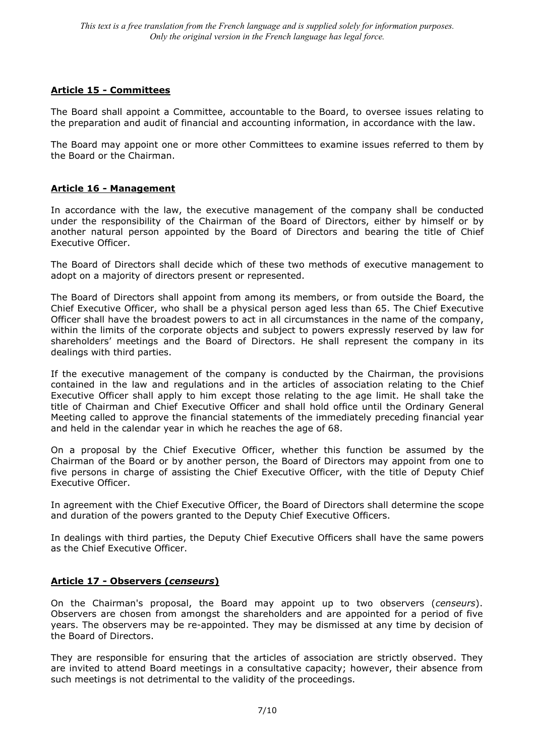*This text is a free translation from the French language and is supplied solely for information purposes. Only the original version in the French language has legal force.*

## Article 15 - Committees

The Board shall appoint a Committee, accountable to the Board, to oversee issues relating to the preparation and audit of financial and accounting information, in accordance with the law.

The Board may appoint one or more other Committees to examine issues referred to them by the Board or the Chairman.

## Article 16 - Management

In accordance with the law, the executive management of the company shall be conducted under the responsibility of the Chairman of the Board of Directors, either by himself or by another natural person appointed by the Board of Directors and bearing the title of Chief Executive Officer.

The Board of Directors shall decide which of these two methods of executive management to adopt on a majority of directors present or represented.

The Board of Directors shall appoint from among its members, or from outside the Board, the Chief Executive Officer, who shall be a physical person aged less than 65. The Chief Executive Officer shall have the broadest powers to act in all circumstances in the name of the company, within the limits of the corporate objects and subject to powers expressly reserved by law for shareholders' meetings and the Board of Directors. He shall represent the company in its dealings with third parties.

If the executive management of the company is conducted by the Chairman, the provisions contained in the law and regulations and in the articles of association relating to the Chief Executive Officer shall apply to him except those relating to the age limit. He shall take the title of Chairman and Chief Executive Officer and shall hold office until the Ordinary General Meeting called to approve the financial statements of the immediately preceding financial year and held in the calendar year in which he reaches the age of 68.

On a proposal by the Chief Executive Officer, whether this function be assumed by the Chairman of the Board or by another person, the Board of Directors may appoint from one to five persons in charge of assisting the Chief Executive Officer, with the title of Deputy Chief Executive Officer.

In agreement with the Chief Executive Officer, the Board of Directors shall determine the scope and duration of the powers granted to the Deputy Chief Executive Officers.

In dealings with third parties, the Deputy Chief Executive Officers shall have the same powers as the Chief Executive Officer.

## Article 17 - Observers (*censeurs*)

On the Chairman's proposal, the Board may appoint up to two observers (*censeurs*). Observers are chosen from amongst the shareholders and are appointed for a period of five years. The observers may be re-appointed. They may be dismissed at any time by decision of the Board of Directors.

They are responsible for ensuring that the articles of association are strictly observed. They are invited to attend Board meetings in a consultative capacity; however, their absence from such meetings is not detrimental to the validity of the proceedings.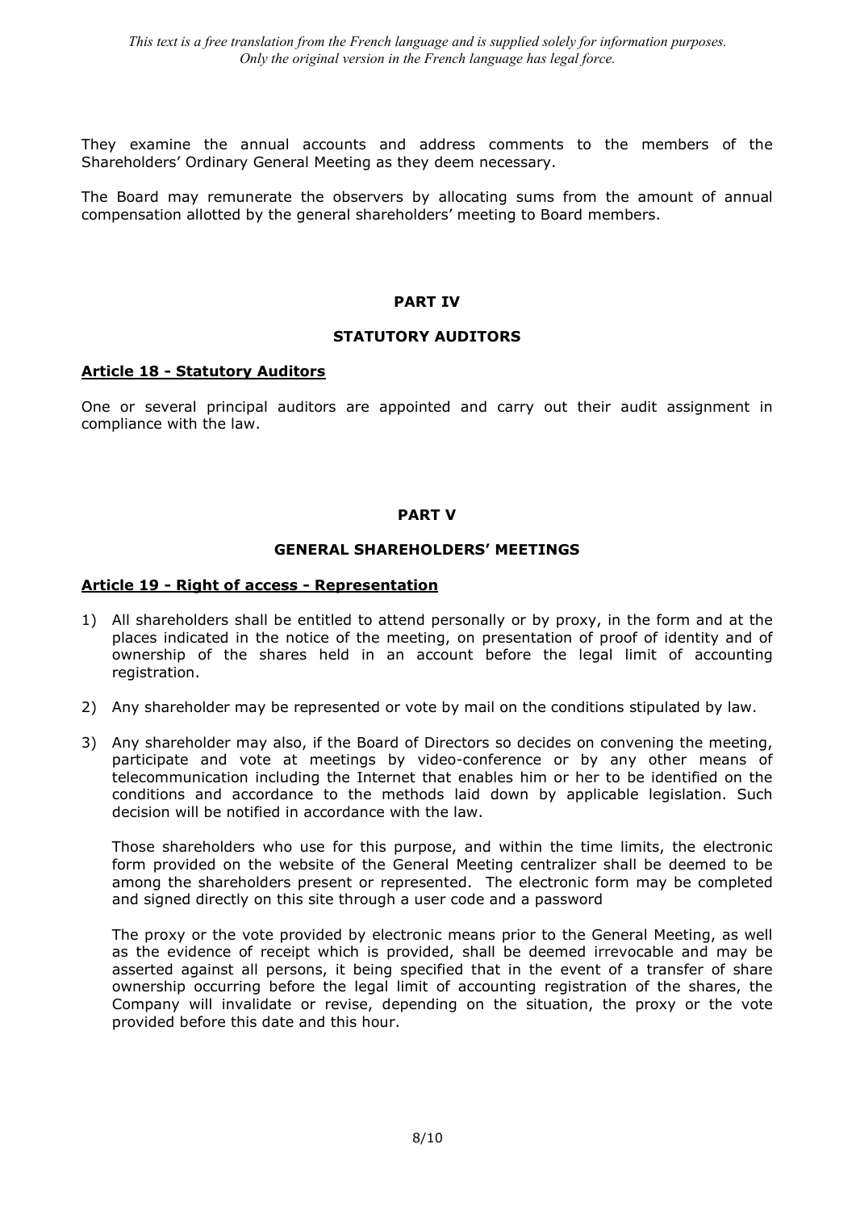They examine the annual accounts and address comments to the members of the Shareholders' Ordinary General Meeting as they deem necessary.

The Board may remunerate the observers by allocating sums from the amount of annual compensation allotted by the general shareholders' meeting to Board members.

## PART IV

## STATUTORY AUDITORS

### Article 18 - Statutory Auditors

One or several principal auditors are appointed and carry out their audit assignment in compliance with the law.

## PART V

## GENERAL SHAREHOLDERS' MEETINGS

### Article 19 - Right of access - Representation

1) All shareholders shall be entitled to attend personally or by proxy, in the form and at the places indicated in the notice of the meeting, on presentation of proof of identity and of ownership of the shares held in an account before the legal limit of accounting registration.

2) Any shareholder may be represented or vote by mail on the conditions stipulated by law.

3) Any shareholder may also, if the Board of Directors so decides on convening the meeting, participate and vote at meetings by video-conference or by any other means of telecommunication including the Internet that enables him or her to be identified on the conditions and accordance to the methods laid down by applicable legislation. Such decision will be notified in accordance with the law.

   Those shareholders who use for this purpose, and within the time limits, the electronic form provided on the website of the General Meeting centralizer shall be deemed to be among the shareholders present or represented. The electronic form may be completed and signed directly on this site through a user code and a password

   The proxy or the vote provided by electronic means prior to the General Meeting, as well as the evidence of receipt which is provided, shall be deemed irrevocable and may be asserted against all persons, it being specified that in the event of a transfer of share ownership occurring before the legal limit of accounting registration of the shares, the Company will invalidate or revise, depending on the situation, the proxy or the vote provided before this date and this hour.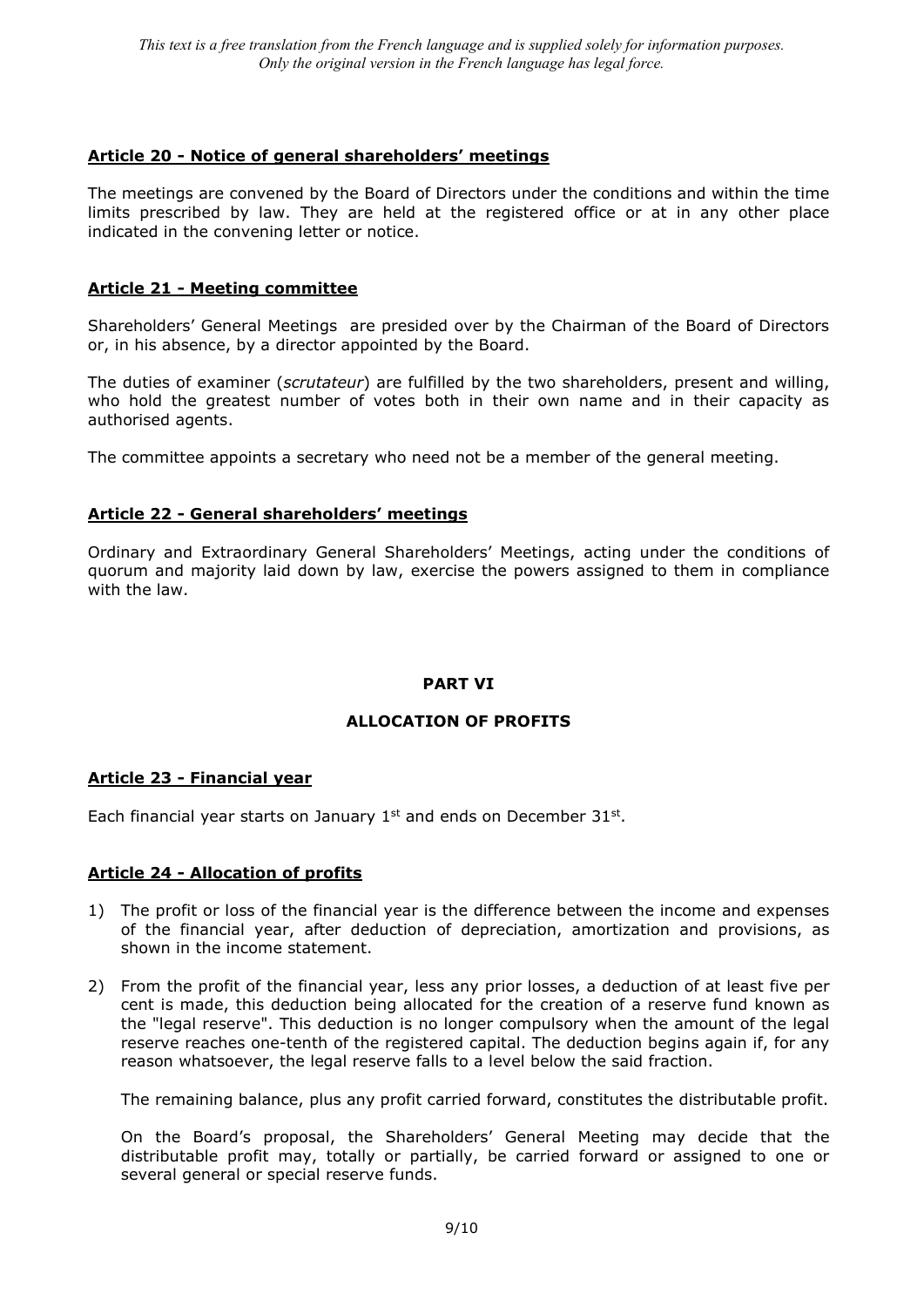*This text is a free translation from the French language and is supplied solely for information purposes. Only the original version in the French language has legal force.*

### Article 20 - Notice of general shareholders' meetings

The meetings are convened by the Board of Directors under the conditions and within the time limits prescribed by law. They are held at the registered office or at in any other place indicated in the convening letter or notice.

### Article 21 - Meeting committee

Shareholders' General Meetings are presided over by the Chairman of the Board of Directors or, in his absence, by a director appointed by the Board.

The duties of examiner (*scrutateur*) are fulfilled by the two shareholders, present and willing, who hold the greatest number of votes both in their own name and in their capacity as authorised agents.

The committee appoints a secretary who need not be a member of the general meeting.

### Article 22 - General shareholders' meetings

Ordinary and Extraordinary General Shareholders' Meetings, acting under the conditions of quorum and majority laid down by law, exercise the powers assigned to them in compliance with the law.

## PART VI

## ALLOCATION OF PROFITS

### Article 23 - Financial year

Each financial year starts on January 1st and ends on December 31st.

### Article 24 - Allocation of profits

1) The profit or loss of the financial year is the difference between the income and expenses of the financial year, after deduction of depreciation, amortization and provisions, as shown in the income statement.

2) From the profit of the financial year, less any prior losses, a deduction of at least five per cent is made, this deduction being allocated for the creation of a reserve fund known as the "legal reserve". This deduction is no longer compulsory when the amount of the legal reserve reaches one-tenth of the registered capital. The deduction begins again if, for any reason whatsoever, the legal reserve falls to a level below the said fraction.

   The remaining balance, plus any profit carried forward, constitutes the distributable profit.

   On the Board's proposal, the Shareholders' General Meeting may decide that the distributable profit may, totally or partially, be carried forward or assigned to one or several general or special reserve funds.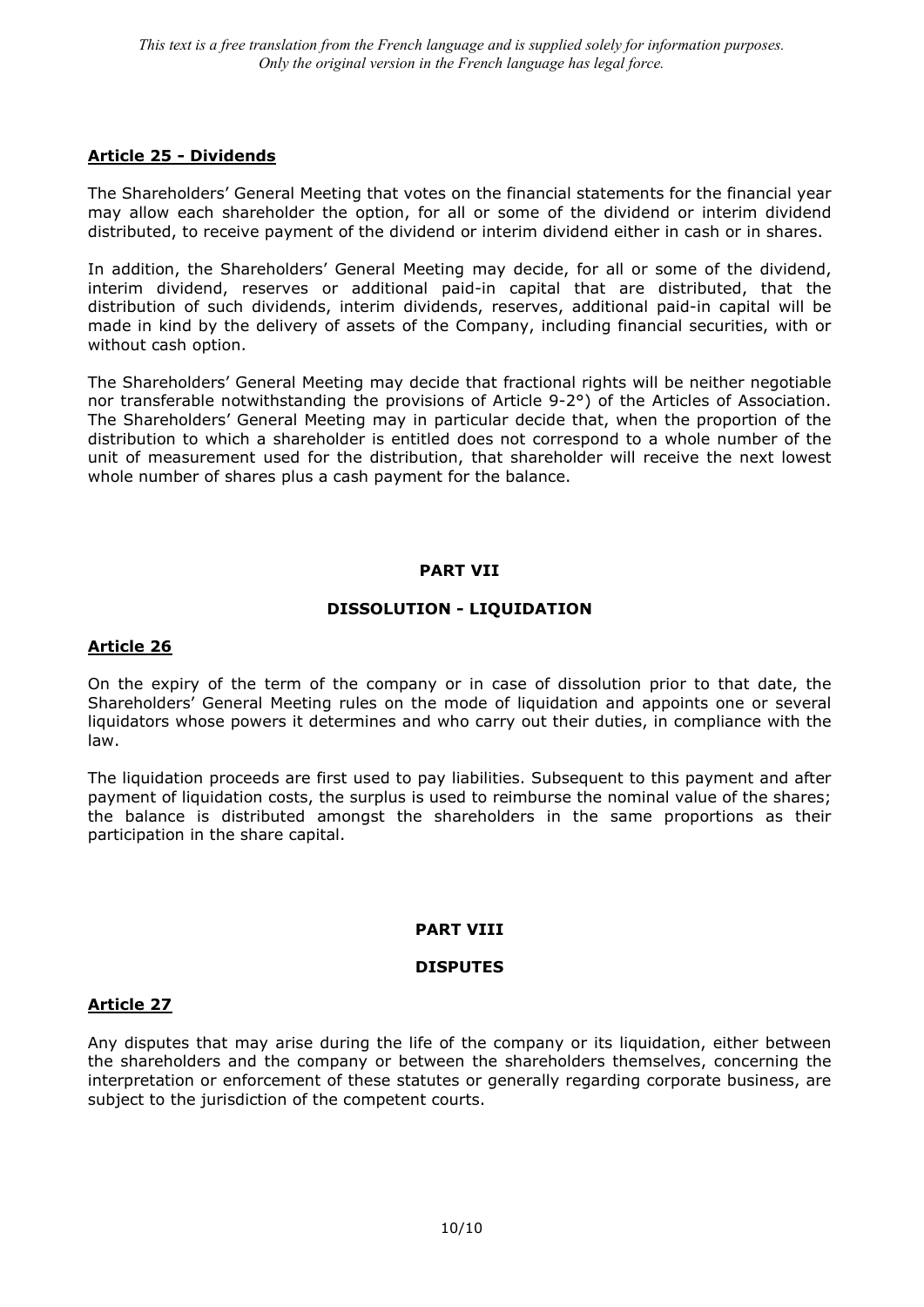*This text is a free translation from the French language and is supplied solely for information purposes. Only the original version in the French language has legal force.*

### Article 25 - Dividends

The Shareholders' General Meeting that votes on the financial statements for the financial year may allow each shareholder the option, for all or some of the dividend or interim dividend distributed, to receive payment of the dividend or interim dividend either in cash or in shares.

In addition, the Shareholders' General Meeting may decide, for all or some of the dividend, interim dividend, reserves or additional paid-in capital that are distributed, that the distribution of such dividends, interim dividends, reserves, additional paid-in capital will be made in kind by the delivery of assets of the Company, including financial securities, with or without cash option.

The Shareholders' General Meeting may decide that fractional rights will be neither negotiable nor transferable notwithstanding the provisions of Article 9-2°) of the Articles of Association. The Shareholders' General Meeting may in particular decide that, when the proportion of the distribution to which a shareholder is entitled does not correspond to a whole number of the unit of measurement used for the distribution, that shareholder will receive the next lowest whole number of shares plus a cash payment for the balance.

## PART VII

## DISSOLUTION - LIQUIDATION

### Article 26

On the expiry of the term of the company or in case of dissolution prior to that date, the Shareholders' General Meeting rules on the mode of liquidation and appoints one or several liquidators whose powers it determines and who carry out their duties, in compliance with the law.

The liquidation proceeds are first used to pay liabilities. Subsequent to this payment and after payment of liquidation costs, the surplus is used to reimburse the nominal value of the shares; the balance is distributed amongst the shareholders in the same proportions as their participation in the share capital.

## PART VIII

## DISPUTES

### Article 27

Any disputes that may arise during the life of the company or its liquidation, either between the shareholders and the company or between the shareholders themselves, concerning the interpretation or enforcement of these statutes or generally regarding corporate business, are subject to the jurisdiction of the competent courts.